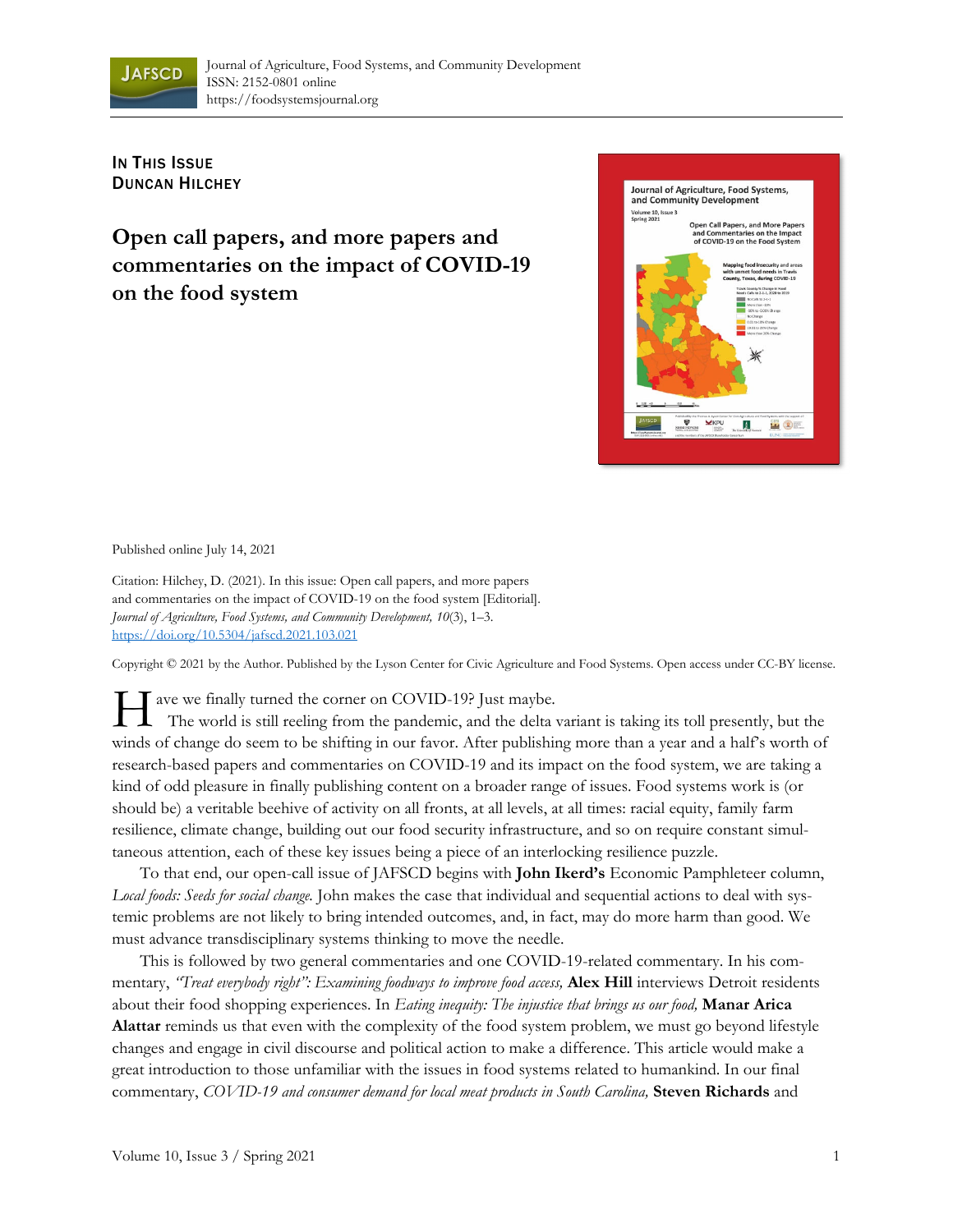Journal of Agriculture, Food Systems, and Community Development
ISSN: 2152-0801 online
https://foodsystemsjournal.org

In This Issue
Duncan Hilchey

# Open call papers, and more papers and commentaries on the impact of COVID-19 on the food system

Published online July 14, 2021

Citation: Hilchey, D. (2021). In this issue: Open call papers, and more papers and commentaries on the impact of COVID-19 on the food system [Editorial]. *Journal of Agriculture, Food Systems, and Community Development, 10*(3), 1–3. https://doi.org/10.5304/jafscd.2021.103.021

Copyright © 2021 by the Author. Published by the Lyson Center for Civic Agriculture and Food Systems. Open access under CC-BY license.

Have we finally turned the corner on COVID-19? Just maybe.

The world is still reeling from the pandemic, and the delta variant is taking its toll presently, but the winds of change do seem to be shifting in our favor. After publishing more than a year and a half's worth of research-based papers and commentaries on COVID-19 and its impact on the food system, we are taking a kind of odd pleasure in finally publishing content on a broader range of issues. Food systems work is (or should be) a veritable beehive of activity on all fronts, at all levels, at all times: racial equity, family farm resilience, climate change, building out our food security infrastructure, and so on require constant simultaneous attention, each of these key issues being a piece of an interlocking resilience puzzle.

To that end, our open-call issue of JAFSCD begins with **John Ikerd's** Economic Pamphleteer column, *Local foods: Seeds for social change.* John makes the case that individual and sequential actions to deal with systemic problems are not likely to bring intended outcomes, and, in fact, may do more harm than good. We must advance transdisciplinary systems thinking to move the needle.

This is followed by two general commentaries and one COVID-19-related commentary. In his commentary, *"Treat everybody right": Examining foodways to improve food access,* **Alex Hill** interviews Detroit residents about their food shopping experiences. In *Eating inequity: The injustice that brings us our food,* **Manar Arica Alattar** reminds us that even with the complexity of the food system problem, we must go beyond lifestyle changes and engage in civil discourse and political action to make a difference. This article would make a great introduction to those unfamiliar with the issues in food systems related to humankind. In our final commentary, *COVID-19 and consumer demand for local meat products in South Carolina,* **Steven Richards** and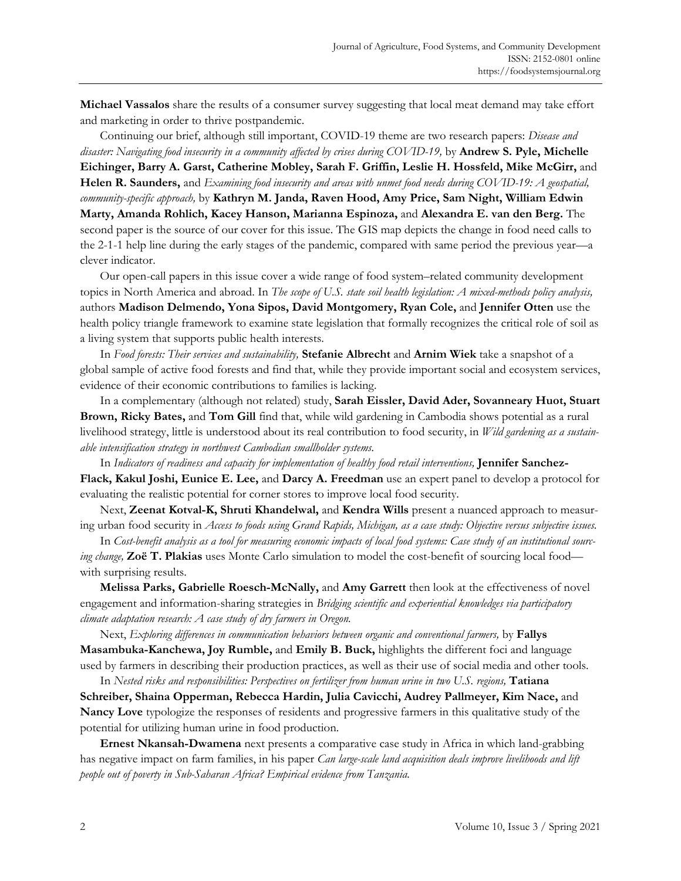**Michael Vassalos** share the results of a consumer survey suggesting that local meat demand may take effort and marketing in order to thrive postpandemic.

Continuing our brief, although still important, COVID-19 theme are two research papers: *Disease and disaster: Navigating food insecurity in a community affected by crises during COVID-19,* by **Andrew S. Pyle, Michelle Eichinger, Barry A. Garst, Catherine Mobley, Sarah F. Griffin, Leslie H. Hossfeld, Mike McGirr,** and **Helen R. Saunders,** and *Examining food insecurity and areas with unmet food needs during COVID-19: A geospatial, community-specific approach,* by **Kathryn M. Janda, Raven Hood, Amy Price, Sam Night, William Edwin Marty, Amanda Rohlich, Kacey Hanson, Marianna Espinoza,** and **Alexandra E. van den Berg.** The second paper is the source of our cover for this issue. The GIS map depicts the change in food need calls to the 2-1-1 help line during the early stages of the pandemic, compared with same period the previous year—a clever indicator.

Our open-call papers in this issue cover a wide range of food system–related community development topics in North America and abroad. In *The scope of U.S. state soil health legislation: A mixed-methods policy analysis,* authors **Madison Delmendo, Yona Sipos, David Montgomery, Ryan Cole,** and **Jennifer Otten** use the health policy triangle framework to examine state legislation that formally recognizes the critical role of soil as a living system that supports public health interests.

In *Food forests: Their services and sustainability,* **Stefanie Albrecht** and **Arnim Wiek** take a snapshot of a global sample of active food forests and find that, while they provide important social and ecosystem services, evidence of their economic contributions to families is lacking.

In a complementary (although not related) study, **Sarah Eissler, David Ader, Sovanneary Huot, Stuart Brown, Ricky Bates,** and **Tom Gill** find that, while wild gardening in Cambodia shows potential as a rural livelihood strategy, little is understood about its real contribution to food security, in *Wild gardening as a sustainable intensification strategy in northwest Cambodian smallholder systems.*

In *Indicators of readiness and capacity for implementation of healthy food retail interventions,* **Jennifer Sanchez-Flack, Kakul Joshi, Eunice E. Lee,** and **Darcy A. Freedman** use an expert panel to develop a protocol for evaluating the realistic potential for corner stores to improve local food security.

Next, **Zeenat Kotval-K, Shruti Khandelwal,** and **Kendra Wills** present a nuanced approach to measuring urban food security in *Access to foods using Grand Rapids, Michigan, as a case study: Objective versus subjective issues.*

In *Cost-benefit analysis as a tool for measuring economic impacts of local food systems: Case study of an institutional sourcing change,* **Zoë T. Plakias** uses Monte Carlo simulation to model the cost-benefit of sourcing local food—with surprising results.

**Melissa Parks, Gabrielle Roesch-McNally,** and **Amy Garrett** then look at the effectiveness of novel engagement and information-sharing strategies in *Bridging scientific and experiential knowledges via participatory climate adaptation research: A case study of dry farmers in Oregon.*

Next, *Exploring differences in communication behaviors between organic and conventional farmers,* by **Fallys Masambuka-Kanchewa, Joy Rumble,** and **Emily B. Buck,** highlights the different foci and language used by farmers in describing their production practices, as well as their use of social media and other tools.

In *Nested risks and responsibilities: Perspectives on fertilizer from human urine in two U.S. regions,* **Tatiana Schreiber, Shaina Opperman, Rebecca Hardin, Julia Cavicchi, Audrey Pallmeyer, Kim Nace,** and **Nancy Love** typologize the responses of residents and progressive farmers in this qualitative study of the potential for utilizing human urine in food production.

**Ernest Nkansah-Dwamena** next presents a comparative case study in Africa in which land-grabbing has negative impact on farm families, in his paper *Can large-scale land acquisition deals improve livelihoods and lift people out of poverty in Sub-Saharan Africa? Empirical evidence from Tanzania.*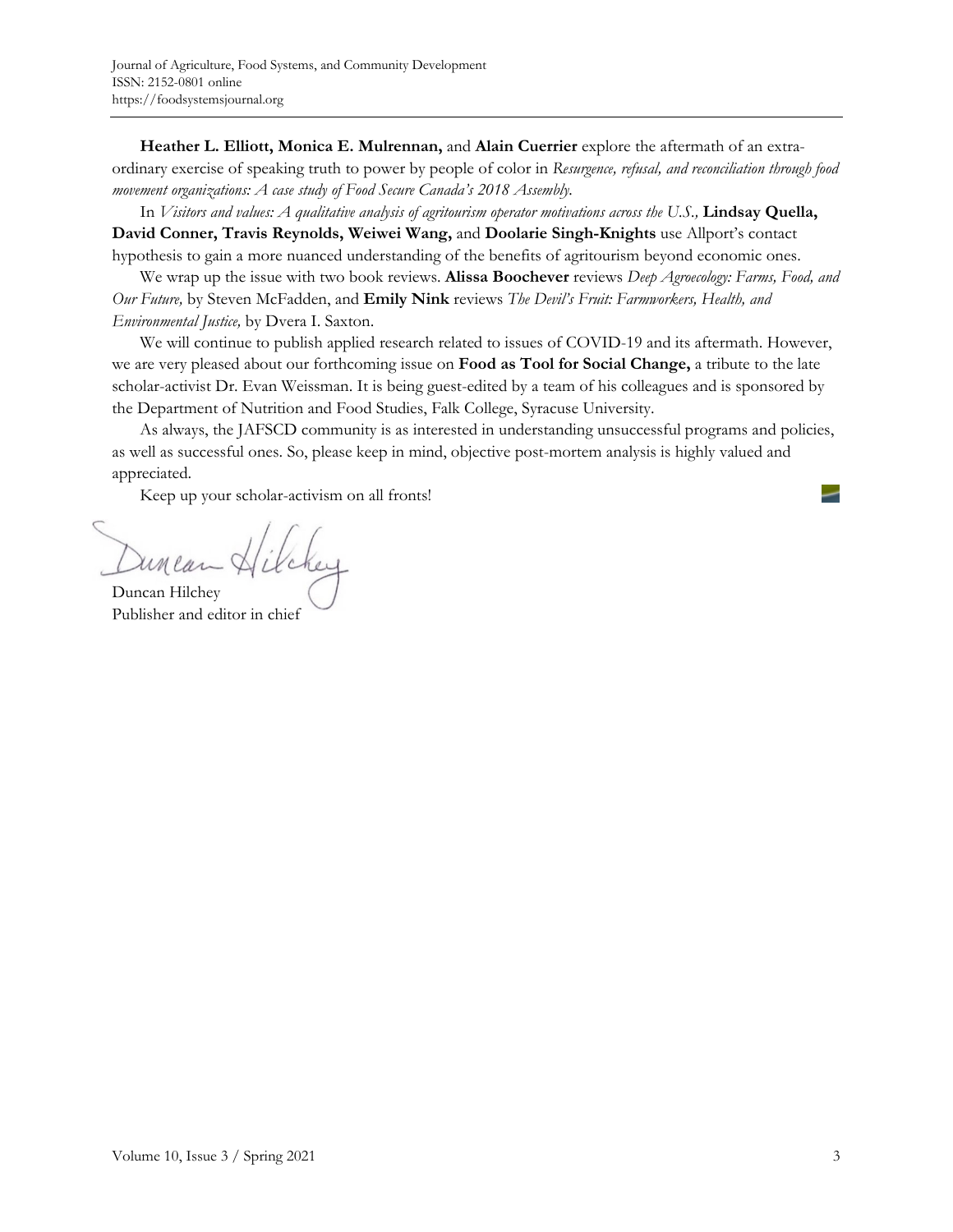**Heather L. Elliott, Monica E. Mulrennan,** and **Alain Cuerrier** explore the aftermath of an extra-ordinary exercise of speaking truth to power by people of color in *Resurgence, refusal, and reconciliation through food movement organizations: A case study of Food Secure Canada's 2018 Assembly.*

In *Visitors and values: A qualitative analysis of agritourism operator motivations across the U.S.,* **Lindsay Quella, David Conner, Travis Reynolds, Weiwei Wang,** and **Doolarie Singh-Knights** use Allport's contact hypothesis to gain a more nuanced understanding of the benefits of agritourism beyond economic ones.

We wrap up the issue with two book reviews. **Alissa Boochever** reviews *Deep Agroecology: Farms, Food, and Our Future,* by Steven McFadden, and **Emily Nink** reviews *The Devil's Fruit: Farmworkers, Health, and Environmental Justice,* by Dvera I. Saxton.

We will continue to publish applied research related to issues of COVID-19 and its aftermath. However, we are very pleased about our forthcoming issue on **Food as Tool for Social Change,** a tribute to the late scholar-activist Dr. Evan Weissman. It is being guest-edited by a team of his colleagues and is sponsored by the Department of Nutrition and Food Studies, Falk College, Syracuse University.

As always, the JAFSCD community is as interested in understanding unsuccessful programs and policies, as well as successful ones. So, please keep in mind, objective post-mortem analysis is highly valued and appreciated.

Keep up your scholar-activism on all fronts!

Duncan Hilchey
Publisher and editor in chief